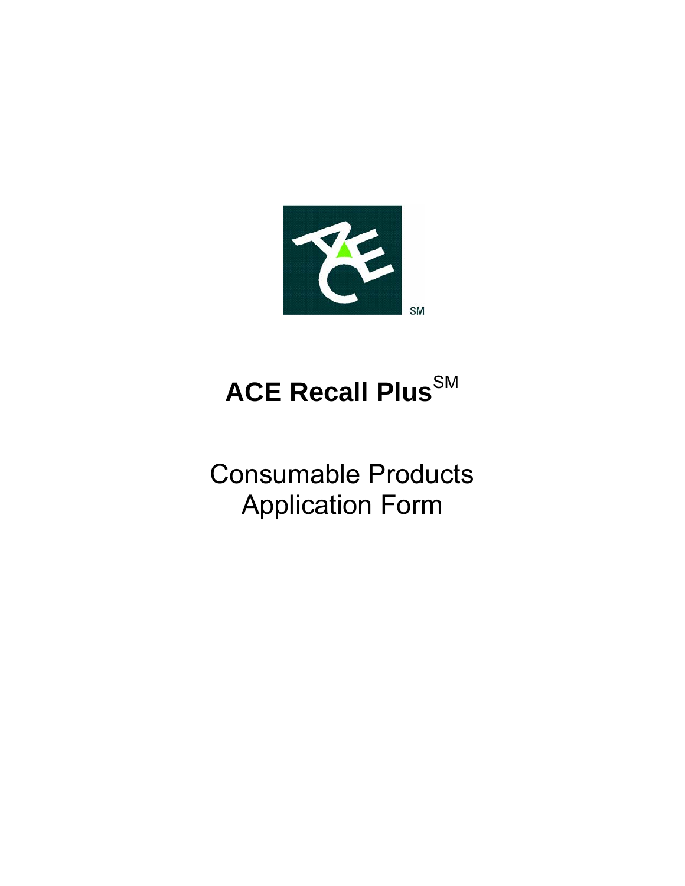# ACE Recall Plus[SM]

## Consumable Products Application Form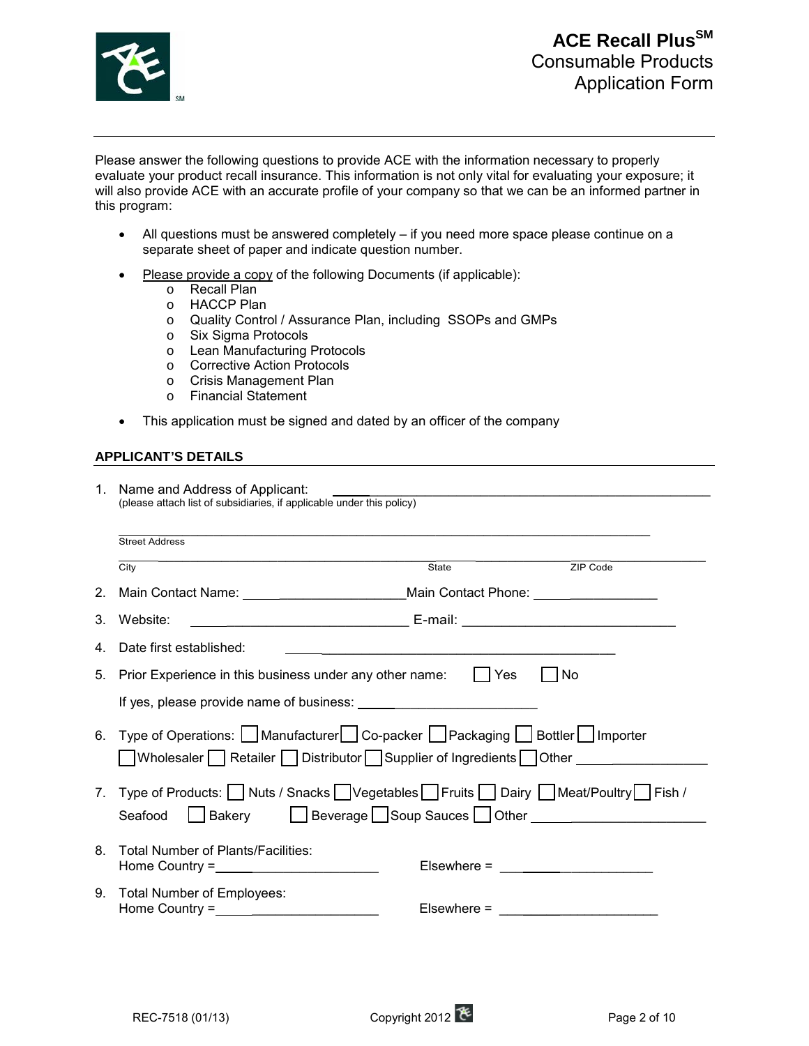# ACE Recall Plus SM
## Consumable Products
## Application Form

Please answer the following questions to provide ACE with the information necessary to properly evaluate your product recall insurance. This information is not only vital for evaluating your exposure; it will also provide ACE with an accurate profile of your company so that we can be an informed partner in this program:

- All questions must be answered completely – if you need more space please continue on a separate sheet of paper and indicate question number.
- Please provide a copy of the following Documents (if applicable):
  - Recall Plan
  - HACCP Plan
  - Quality Control / Assurance Plan, including SSOPs and GMPs
  - Six Sigma Protocols
  - Lean Manufacturing Protocols
  - Corrective Action Protocols
  - Crisis Management Plan
  - Financial Statement
- This application must be signed and dated by an officer of the company

### APPLICANT'S DETAILS

1. Name and Address of Applicant: ______________________________
   (please attach list of subsidiaries, if applicable under this policy)

   ______________________________
   Street Address

   ______________________________
   City State ZIP Code

2. Main Contact Name: ____________________ Main Contact Phone: ____________________

3. Website: ____________________ E-mail: ____________________

4. Date first established: ____________________

5. Prior Experience in this business under any other name: ☐ Yes ☐ No

   If yes, please provide name of business: ____________________

6. Type of Operations: ☐ Manufacturer ☐ Co-packer ☐ Packaging ☐ Bottler ☐ Importer ☐ Wholesaler ☐ Retailer ☐ Distributor ☐ Supplier of Ingredients ☐ Other ____________________

7. Type of Products: ☐ Nuts / Snacks ☐ Vegetables ☐ Fruits ☐ Dairy ☐ Meat/Poultry ☐ Fish / Seafood ☐ Bakery ☐ Beverage ☐ Soup Sauces ☐ Other ____________________

8. Total Number of Plants/Facilities:
   Home Country = ____________________ Elsewhere = ____________________

9. Total Number of Employees:
   Home Country = ____________________ Elsewhere = ____________________

REC-7518 (01/13) Copyright 2012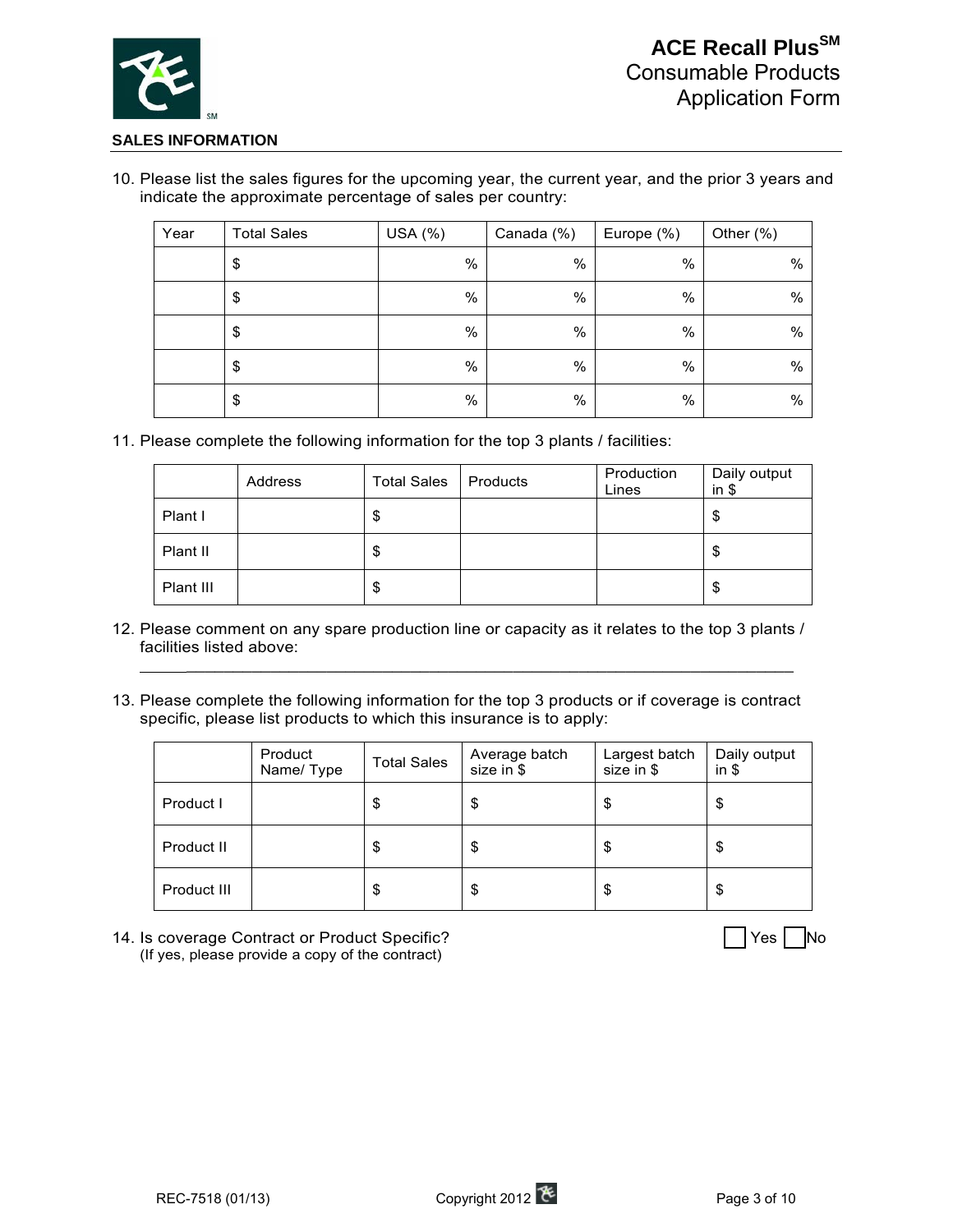**ACE Recall Plus**SM
Consumable Products
Application Form

## SALES INFORMATION

10. Please list the sales figures for the upcoming year, the current year, and the prior 3 years and indicate the approximate percentage of sales per country:

| Year | Total Sales | USA (%) | Canada (%) | Europe (%) | Other (%) |
|---|---|---|---|---|---|
| | $ | % | % | % | % |
| | $ | % | % | % | % |
| | $ | % | % | % | % |
| | $ | % | % | % | % |
| | $ | % | % | % | % |

11. Please complete the following information for the top 3 plants / facilities:

| | Address | Total Sales | Products | Production Lines | Daily output in $ |
|---|---|---|---|---|---|
| Plant I | | $ | | | $ |
| Plant II | | $ | | | $ |
| Plant III | | $ | | | $ |

12. Please comment on any spare production line or capacity as it relates to the top 3 plants / facilities listed above:

_______________________________________________________________________

13. Please complete the following information for the top 3 products or if coverage is contract specific, please list products to which this insurance is to apply:

| | Product Name/ Type | Total Sales | Average batch size in $ | Largest batch size in $ | Daily output in $ |
|---|---|---|---|---|---|
| Product I | | $ | $ | $ | $ |
| Product II | | $ | $ | $ | $ |
| Product III | | $ | $ | $ | $ |

14. Is coverage Contract or Product Specific? ☐ Yes ☐ No
(If yes, please provide a copy of the contract)

REC-7518 (01/13) Copyright 2012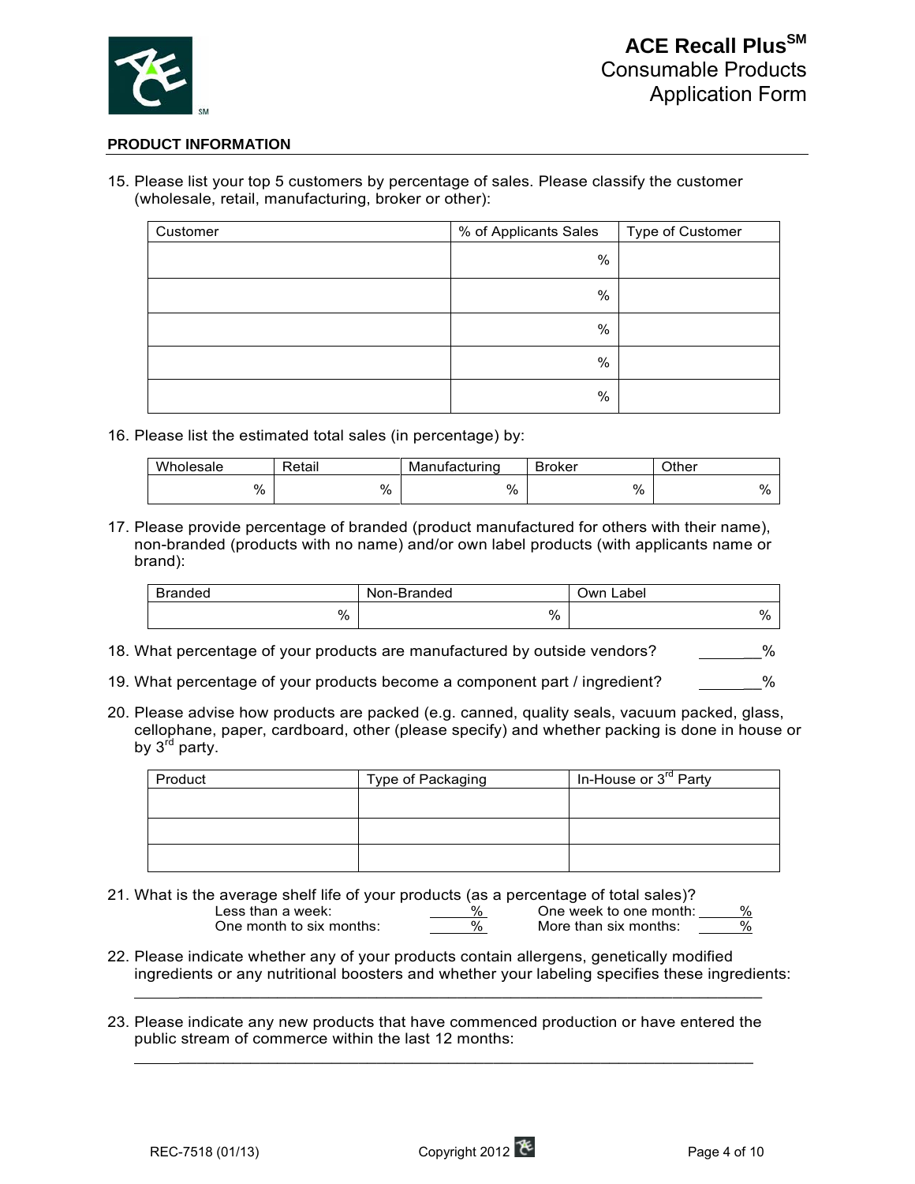## PRODUCT INFORMATION

15. Please list your top 5 customers by percentage of sales. Please classify the customer (wholesale, retail, manufacturing, broker or other):

| Customer | % of Applicants Sales | Type of Customer |
|---|---|---|
| | % | |
| | % | |
| | % | |
| | % | |
| | % | |

16. Please list the estimated total sales (in percentage) by:

| Wholesale | Retail | Manufacturing | Broker | Other |
|---|---|---|---|---|
| % | % | % | % | % |

17. Please provide percentage of branded (product manufactured for others with their name), non-branded (products with no name) and/or own label products (with applicants name or brand):

| Branded | Non-Branded | Own Label |
|---|---|---|
| % | % | % |

18. What percentage of your products are manufactured by outside vendors? _______%

19. What percentage of your products become a component part / ingredient? _______%

20. Please advise how products are packed (e.g. canned, quality seals, vacuum packed, glass, cellophane, paper, cardboard, other (please specify) and whether packing is done in house or by 3rd party.

| Product | Type of Packaging | In-House or 3rd Party |
|---|---|---|
| | | |
| | | |
| | | |

21. What is the average shelf life of your products (as a percentage of total sales)?

    Less than a week: _____%    One week to one month: _____%
    One month to six months: _____%    More than six months: _____%

22. Please indicate whether any of your products contain allergens, genetically modified ingredients or any nutritional boosters and whether your labeling specifies these ingredients:

    ______________________________________________________________________

23. Please indicate any new products that have commenced production or have entered the public stream of commerce within the last 12 months:

    ______________________________________________________________________

REC-7518 (01/13)    Copyright 2012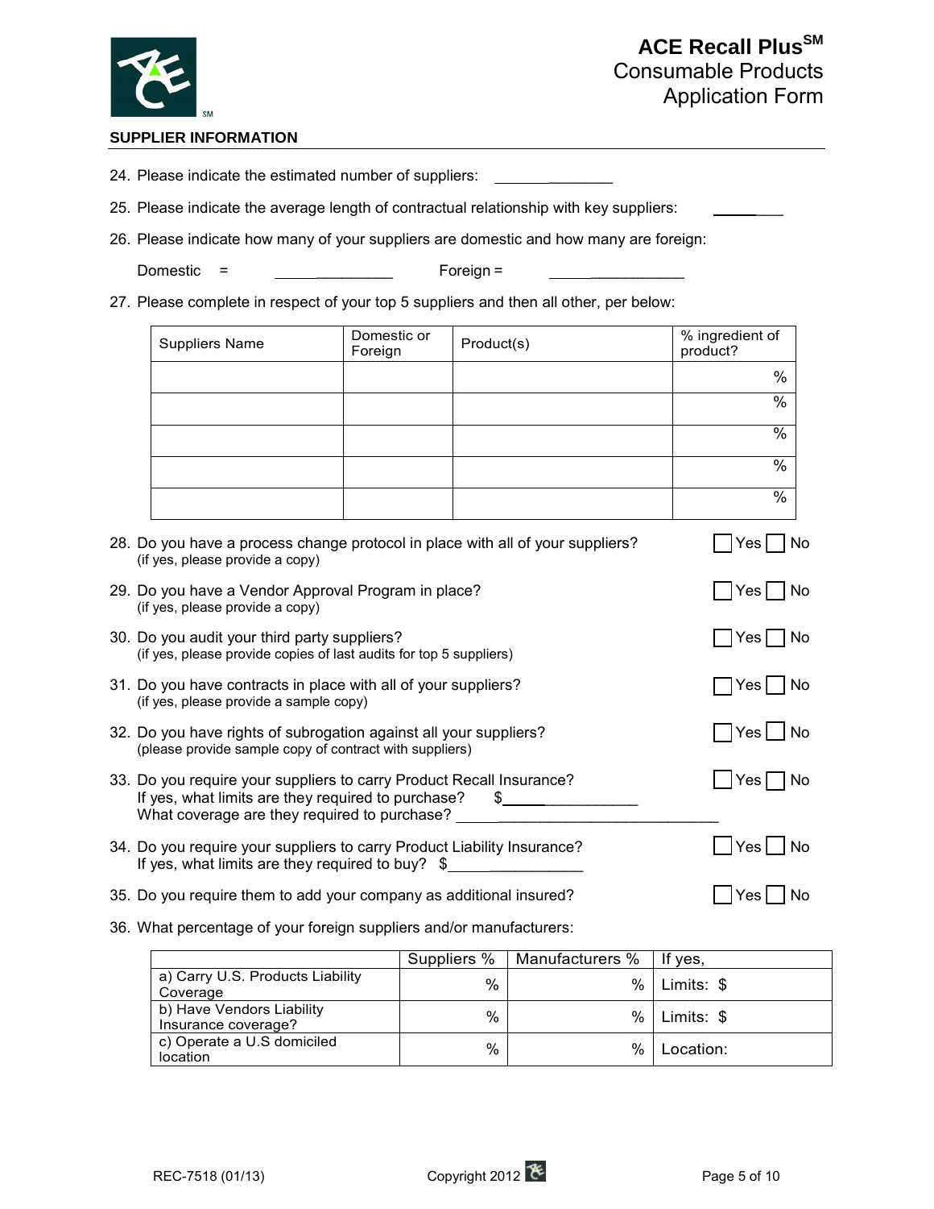# ACE Recall Plus[SM]
## Consumable Products Application Form

### SUPPLIER INFORMATION

24. Please indicate the estimated number of suppliers: ______________

25. Please indicate the average length of contractual relationship with key suppliers: ________

26. Please indicate how many of your suppliers are domestic and how many are foreign:

    Domestic = ______________ Foreign = ______________

27. Please complete in respect of your top 5 suppliers and then all other, per below:

| Suppliers Name | Domestic or Foreign | Product(s) | % ingredient of product? |
|---|---|---|---|
| | | | % |
| | | | % |
| | | | % |
| | | | % |
| | | | % |

28. Do you have a process change protocol in place with all of your suppliers? ☐ Yes ☐ No
    (if yes, please provide a copy)

29. Do you have a Vendor Approval Program in place? ☐ Yes ☐ No
    (if yes, please provide a copy)

30. Do you audit your third party suppliers? ☐ Yes ☐ No
    (if yes, please provide copies of last audits for top 5 suppliers)

31. Do you have contracts in place with all of your suppliers? ☐ Yes ☐ No
    (if yes, please provide a sample copy)

32. Do you have rights of subrogation against all your suppliers? ☐ Yes ☐ No
    (please provide sample copy of contract with suppliers)

33. Do you require your suppliers to carry Product Recall Insurance? ☐ Yes ☐ No
    If yes, what limits are they required to purchase? $______________
    What coverage are they required to purchase? ______________________________

34. Do you require your suppliers to carry Product Liability Insurance? ☐ Yes ☐ No
    If yes, what limits are they required to buy? $______________

35. Do you require them to add your company as additional insured? ☐ Yes ☐ No

36. What percentage of your foreign suppliers and/or manufacturers:

| | Suppliers % | Manufacturers % | If yes, |
|---|---|---|---|
| a) Carry U.S. Products Liability Coverage | % | % | Limits: $ |
| b) Have Vendors Liability Insurance coverage? | % | % | Limits: $ |
| c) Operate a U.S domiciled location | % | % | Location: |

REC-7518 (01/13) Copyright 2012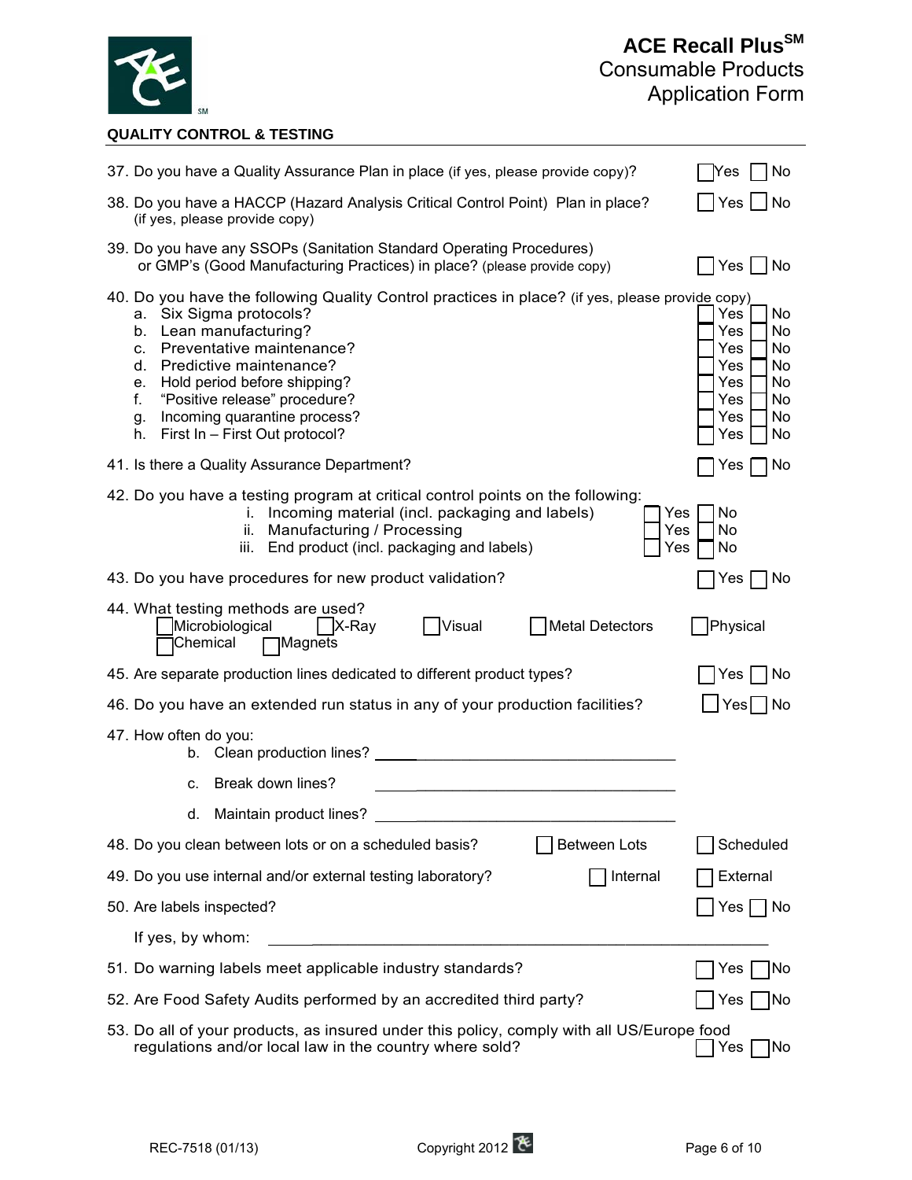# ACE Recall Plus℠
## Consumable Products
## Application Form

### QUALITY CONTROL & TESTING

37. Do you have a Quality Assurance Plan in place (if yes, please provide copy)? ☐ Yes ☐ No

38. Do you have a HACCP (Hazard Analysis Critical Control Point) Plan in place? (if yes, please provide copy) ☐ Yes ☐ No

39. Do you have any SSOPs (Sanitation Standard Operating Procedures) or GMP's (Good Manufacturing Practices) in place? (please provide copy) ☐ Yes ☐ No

40. Do you have the following Quality Control practices in place? (if yes, please provide copy)
    - a. Six Sigma protocols? ☐ Yes ☐ No
    - b. Lean manufacturing? ☐ Yes ☐ No
    - c. Preventative maintenance? ☐ Yes ☐ No
    - d. Predictive maintenance? ☐ Yes ☐ No
    - e. Hold period before shipping? ☐ Yes ☐ No
    - f. "Positive release" procedure? ☐ Yes ☐ No
    - g. Incoming quarantine process? ☐ Yes ☐ No
    - h. First In – First Out protocol? ☐ Yes ☐ No

41. Is there a Quality Assurance Department? ☐ Yes ☐ No

42. Do you have a testing program at critical control points on the following:
    - i. Incoming material (incl. packaging and labels) ☐ Yes ☐ No
    - ii. Manufacturing / Processing ☐ Yes ☐ No
    - iii. End product (incl. packaging and labels) ☐ Yes ☐ No

43. Do you have procedures for new product validation? ☐ Yes ☐ No

44. What testing methods are used?
    ☐ Microbiological ☐ X-Ray ☐ Visual ☐ Metal Detectors ☐ Physical
    ☐ Chemical ☐ Magnets

45. Are separate production lines dedicated to different product types? ☐ Yes ☐ No

46. Do you have an extended run status in any of your production facilities? ☐ Yes ☐ No

47. How often do you:
    - b. Clean production lines? ______________________________
    - c. Break down lines? ______________________________
    - d. Maintain product lines? ______________________________

48. Do you clean between lots or on a scheduled basis? ☐ Between Lots ☐ Scheduled

49. Do you use internal and/or external testing laboratory? ☐ Internal ☐ External

50. Are labels inspected? ☐ Yes ☐ No

    If yes, by whom: ______________________________________________

51. Do warning labels meet applicable industry standards? ☐ Yes ☐ No

52. Are Food Safety Audits performed by an accredited third party? ☐ Yes ☐ No

53. Do all of your products, as insured under this policy, comply with all US/Europe food regulations and/or local law in the country where sold? ☐ Yes ☐ No

REC-7518 (01/13) Copyright 2012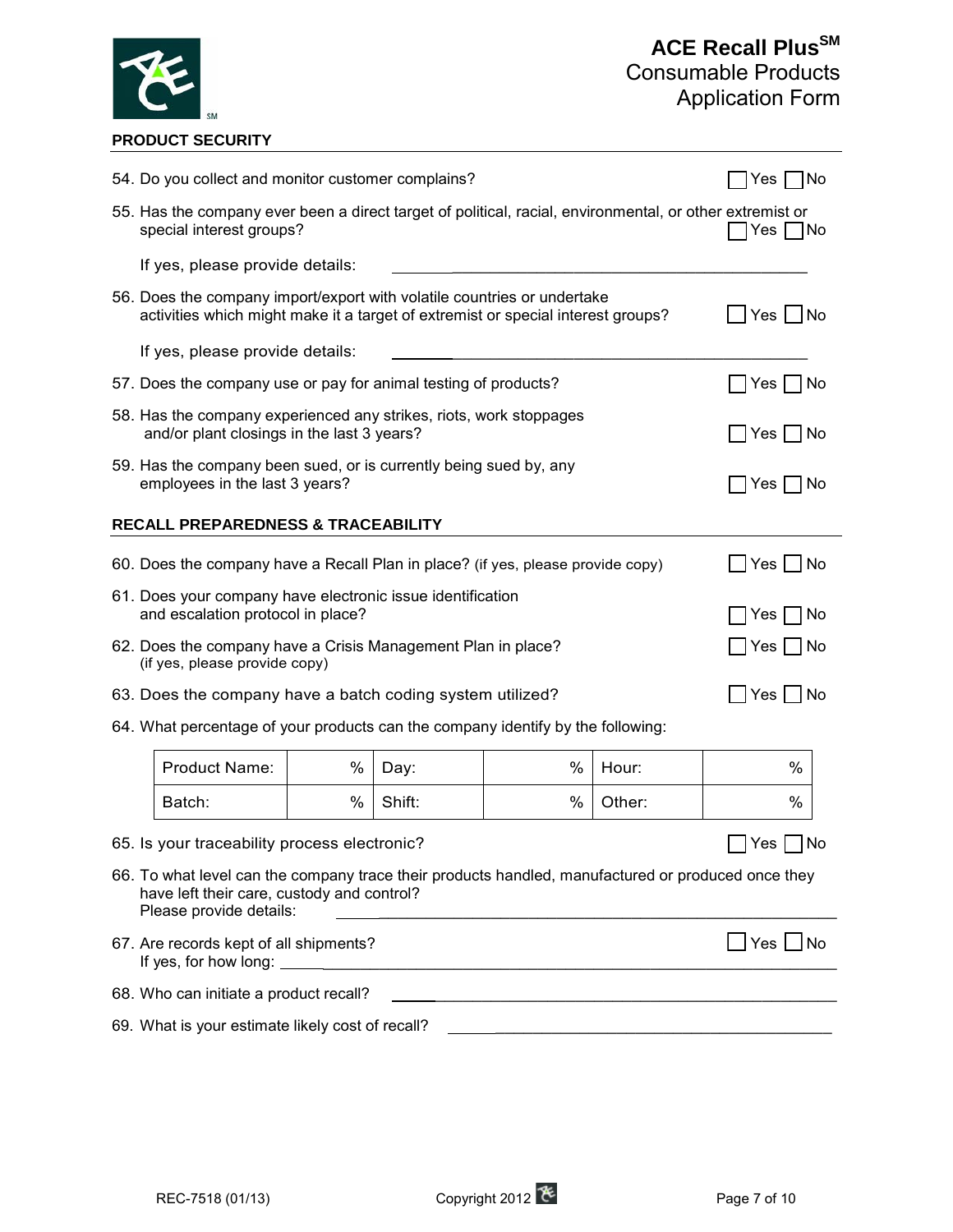# ACE Recall Plus[SM]
## Consumable Products Application Form

### PRODUCT SECURITY

54. Do you collect and monitor customer complains? ☐ Yes ☐ No

55. Has the company ever been a direct target of political, racial, environmental, or other extremist or special interest groups? ☐ Yes ☐ No

    If yes, please provide details: ________________________________________

56. Does the company import/export with volatile countries or undertake activities which might make it a target of extremist or special interest groups? ☐ Yes ☐ No

    If yes, please provide details: ________________________________________

57. Does the company use or pay for animal testing of products? ☐ Yes ☐ No

58. Has the company experienced any strikes, riots, work stoppages and/or plant closings in the last 3 years? ☐ Yes ☐ No

59. Has the company been sued, or is currently being sued by, any employees in the last 3 years? ☐ Yes ☐ No

### RECALL PREPAREDNESS & TRACEABILITY

60. Does the company have a Recall Plan in place? (if yes, please provide copy) ☐ Yes ☐ No

61. Does your company have electronic issue identification and escalation protocol in place? ☐ Yes ☐ No

62. Does the company have a Crisis Management Plan in place? (if yes, please provide copy) ☐ Yes ☐ No

63. Does the company have a batch coding system utilized? ☐ Yes ☐ No

64. What percentage of your products can the company identify by the following:

| Product Name: | % | Day: | % | Hour: | % |
|---|---|---|---|---|---|
| Batch: | % | Shift: | % | Other: | % |

65. Is your traceability process electronic? ☐ Yes ☐ No

66. To what level can the company trace their products handled, manufactured or produced once they have left their care, custody and control?
    Please provide details: ________________________________________

67. Are records kept of all shipments? ☐ Yes ☐ No
    If yes, for how long: ________________________________________

68. Who can initiate a product recall? ________________________________________

69. What is your estimate likely cost of recall? ________________________________________

REC-7518 (01/13) Copyright 2012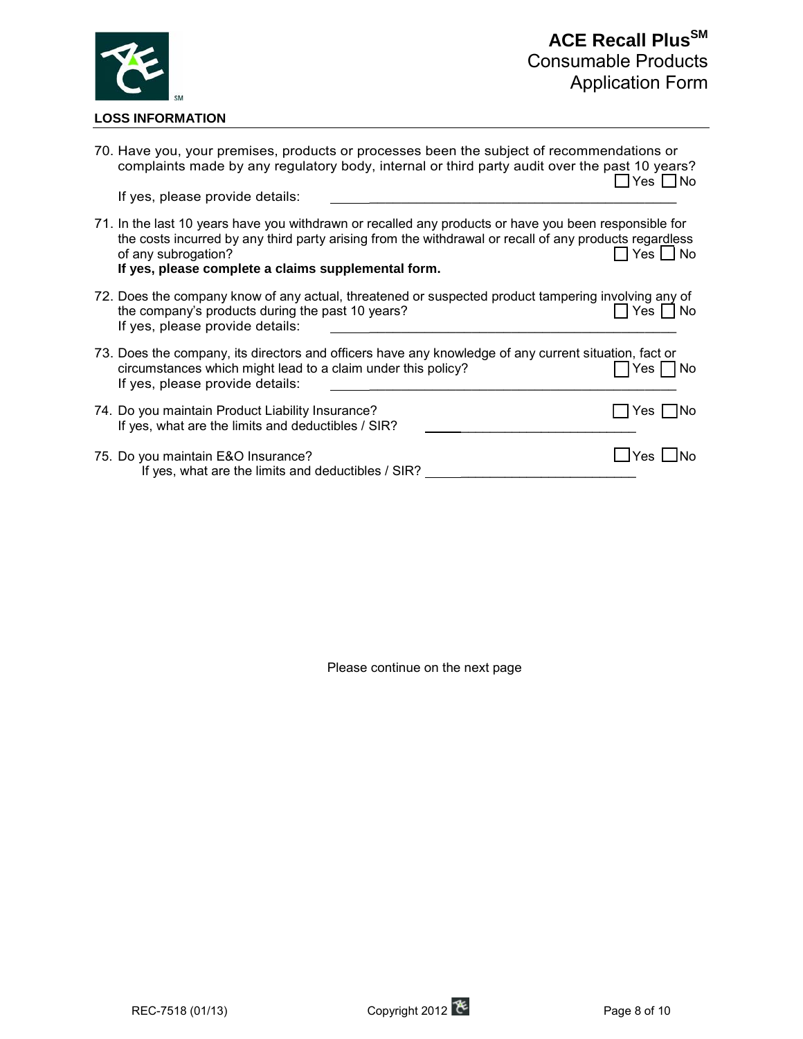## LOSS INFORMATION

70. Have you, your premises, products or processes been the subject of recommendations or complaints made by any regulatory body, internal or third party audit over the past 10 years?
☐ Yes ☐ No
If yes, please provide details: ______________________________

71. In the last 10 years have you withdrawn or recalled any products or have you been responsible for the costs incurred by any third party arising from the withdrawal or recall of any products regardless of any subrogation?
☐ Yes ☐ No
**If yes, please complete a claims supplemental form.**

72. Does the company know of any actual, threatened or suspected product tampering involving any of the company's products during the past 10 years?
☐ Yes ☐ No
If yes, please provide details: ______________________________

73. Does the company, its directors and officers have any knowledge of any current situation, fact or circumstances which might lead to a claim under this policy?
☐ Yes ☐ No
If yes, please provide details: ______________________________

74. Do you maintain Product Liability Insurance?
☐ Yes ☐ No
If yes, what are the limits and deductibles / SIR? ______________________________

75. Do you maintain E&O Insurance?
☐ Yes ☐ No
If yes, what are the limits and deductibles / SIR? ______________________________

Please continue on the next page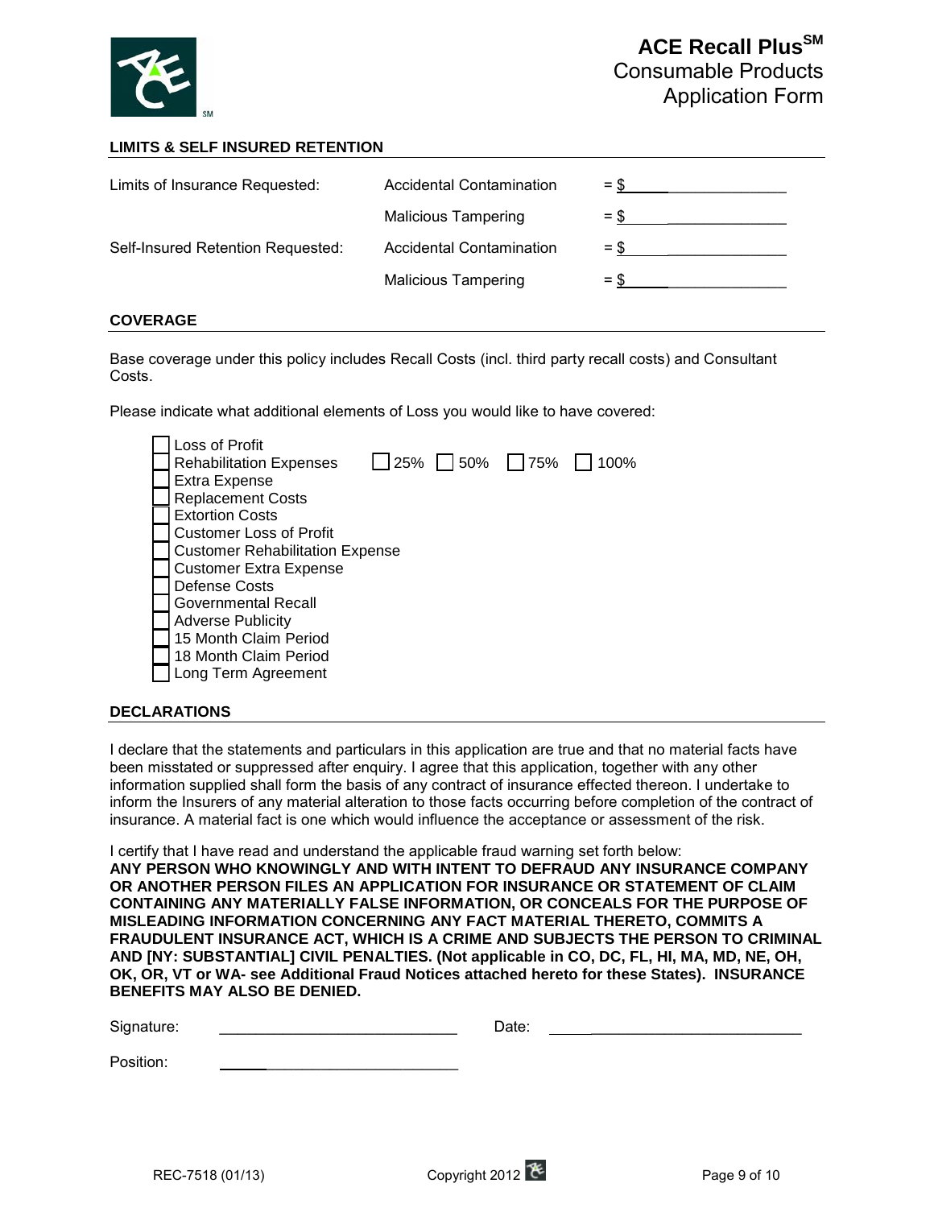# ACE Recall Plus[SM]
## Consumable Products Application Form

### LIMITS & SELF INSURED RETENTION

| | | |
|---|---|---|
| Limits of Insurance Requested: | Accidental Contamination | = $ ____________ |
| | Malicious Tampering | = $ ____________ |
| Self-Insured Retention Requested: | Accidental Contamination | = $ ____________ |
| | Malicious Tampering | = $ ____________ |

### COVERAGE

Base coverage under this policy includes Recall Costs (incl. third party recall costs) and Consultant Costs.

Please indicate what additional elements of Loss you would like to have covered:

- ☐ Loss of Profit
- ☐ Rehabilitation Expenses ☐ 25% ☐ 50% ☐ 75% ☐ 100%
- ☐ Extra Expense
- ☐ Replacement Costs
- ☐ Extortion Costs
- ☐ Customer Loss of Profit
- ☐ Customer Rehabilitation Expense
- ☐ Customer Extra Expense
- ☐ Defense Costs
- ☐ Governmental Recall
- ☐ Adverse Publicity
- ☐ 15 Month Claim Period
- ☐ 18 Month Claim Period
- ☐ Long Term Agreement

### DECLARATIONS

I declare that the statements and particulars in this application are true and that no material facts have been misstated or suppressed after enquiry. I agree that this application, together with any other information supplied shall form the basis of any contract of insurance effected thereon. I undertake to inform the Insurers of any material alteration to those facts occurring before completion of the contract of insurance. A material fact is one which would influence the acceptance or assessment of the risk.

I certify that I have read and understand the applicable fraud warning set forth below:
**ANY PERSON WHO KNOWINGLY AND WITH INTENT TO DEFRAUD ANY INSURANCE COMPANY OR ANOTHER PERSON FILES AN APPLICATION FOR INSURANCE OR STATEMENT OF CLAIM CONTAINING ANY MATERIALLY FALSE INFORMATION, OR CONCEALS FOR THE PURPOSE OF MISLEADING INFORMATION CONCERNING ANY FACT MATERIAL THERETO, COMMITS A FRAUDULENT INSURANCE ACT, WHICH IS A CRIME AND SUBJECTS THE PERSON TO CRIMINAL AND [NY: SUBSTANTIAL] CIVIL PENALTIES. (Not applicable in CO, DC, FL, HI, MA, MD, NE, OH, OK, OR, VT or WA- see Additional Fraud Notices attached hereto for these States). INSURANCE BENEFITS MAY ALSO BE DENIED.**

Signature: ____________________________ Date: ____________________________

Position: ____________________________

REC-7518 (01/13) Copyright 2012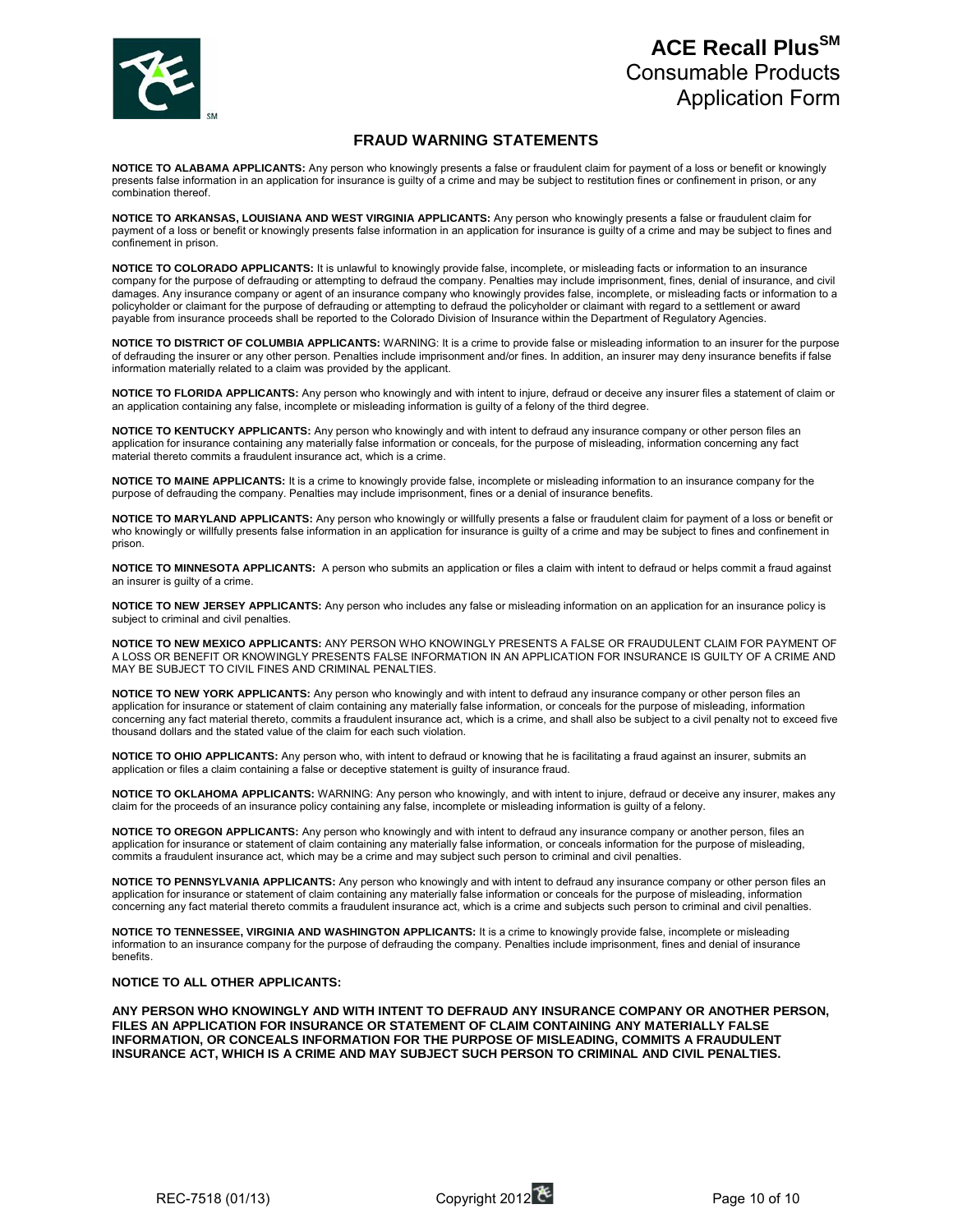# FRAUD WARNING STATEMENTS

**NOTICE TO ALABAMA APPLICANTS:** Any person who knowingly presents a false or fraudulent claim for payment of a loss or benefit or knowingly presents false information in an application for insurance is guilty of a crime and may be subject to restitution fines or confinement in prison, or any combination thereof.

**NOTICE TO ARKANSAS, LOUISIANA AND WEST VIRGINIA APPLICANTS:** Any person who knowingly presents a false or fraudulent claim for payment of a loss or benefit or knowingly presents false information in an application for insurance is guilty of a crime and may be subject to fines and confinement in prison.

**NOTICE TO COLORADO APPLICANTS:** It is unlawful to knowingly provide false, incomplete, or misleading facts or information to an insurance company for the purpose of defrauding or attempting to defraud the company. Penalties may include imprisonment, fines, denial of insurance, and civil damages. Any insurance company or agent of an insurance company who knowingly provides false, incomplete, or misleading facts or information to a policyholder or claimant for the purpose of defrauding or attempting to defraud the policyholder or claimant with regard to a settlement or award payable from insurance proceeds shall be reported to the Colorado Division of Insurance within the Department of Regulatory Agencies.

**NOTICE TO DISTRICT OF COLUMBIA APPLICANTS:** WARNING: It is a crime to provide false or misleading information to an insurer for the purpose of defrauding the insurer or any other person. Penalties include imprisonment and/or fines. In addition, an insurer may deny insurance benefits if false information materially related to a claim was provided by the applicant.

**NOTICE TO FLORIDA APPLICANTS:** Any person who knowingly and with intent to injure, defraud or deceive any insurer files a statement of claim or an application containing any false, incomplete or misleading information is guilty of a felony of the third degree.

**NOTICE TO KENTUCKY APPLICANTS:** Any person who knowingly and with intent to defraud any insurance company or other person files an application for insurance containing any materially false information or conceals, for the purpose of misleading, information concerning any fact material thereto commits a fraudulent insurance act, which is a crime.

**NOTICE TO MAINE APPLICANTS:** It is a crime to knowingly provide false, incomplete or misleading information to an insurance company for the purpose of defrauding the company. Penalties may include imprisonment, fines or a denial of insurance benefits.

**NOTICE TO MARYLAND APPLICANTS:** Any person who knowingly or willfully presents a false or fraudulent claim for payment of a loss or benefit or who knowingly or willfully presents false information in an application for insurance is guilty of a crime and may be subject to fines and confinement in prison.

**NOTICE TO MINNESOTA APPLICANTS:** A person who submits an application or files a claim with intent to defraud or helps commit a fraud against an insurer is guilty of a crime.

**NOTICE TO NEW JERSEY APPLICANTS:** Any person who includes any false or misleading information on an application for an insurance policy is subject to criminal and civil penalties.

**NOTICE TO NEW MEXICO APPLICANTS:** ANY PERSON WHO KNOWINGLY PRESENTS A FALSE OR FRAUDULENT CLAIM FOR PAYMENT OF A LOSS OR BENEFIT OR KNOWINGLY PRESENTS FALSE INFORMATION IN AN APPLICATION FOR INSURANCE IS GUILTY OF A CRIME AND MAY BE SUBJECT TO CIVIL FINES AND CRIMINAL PENALTIES.

**NOTICE TO NEW YORK APPLICANTS:** Any person who knowingly and with intent to defraud any insurance company or other person files an application for insurance or statement of claim containing any materially false information, or conceals for the purpose of misleading, information concerning any fact material thereto, commits a fraudulent insurance act, which is a crime, and shall also be subject to a civil penalty not to exceed five thousand dollars and the stated value of the claim for each such violation.

**NOTICE TO OHIO APPLICANTS:** Any person who, with intent to defraud or knowing that he is facilitating a fraud against an insurer, submits an application or files a claim containing a false or deceptive statement is guilty of insurance fraud.

**NOTICE TO OKLAHOMA APPLICANTS:** WARNING: Any person who knowingly, and with intent to injure, defraud or deceive any insurer, makes any claim for the proceeds of an insurance policy containing any false, incomplete or misleading information is guilty of a felony.

**NOTICE TO OREGON APPLICANTS:** Any person who knowingly and with intent to defraud any insurance company or another person, files an application for insurance or statement of claim containing any materially false information, or conceals information for the purpose of misleading, commits a fraudulent insurance act, which may be a crime and may subject such person to criminal and civil penalties.

**NOTICE TO PENNSYLVANIA APPLICANTS:** Any person who knowingly and with intent to defraud any insurance company or other person files an application for insurance or statement of claim containing any materially false information or conceals for the purpose of misleading, information concerning any fact material thereto commits a fraudulent insurance act, which is a crime and subjects such person to criminal and civil penalties.

**NOTICE TO TENNESSEE, VIRGINIA AND WASHINGTON APPLICANTS:** It is a crime to knowingly provide false, incomplete or misleading information to an insurance company for the purpose of defrauding the company. Penalties include imprisonment, fines and denial of insurance benefits.

**NOTICE TO ALL OTHER APPLICANTS:**

**ANY PERSON WHO KNOWINGLY AND WITH INTENT TO DEFRAUD ANY INSURANCE COMPANY OR ANOTHER PERSON, FILES AN APPLICATION FOR INSURANCE OR STATEMENT OF CLAIM CONTAINING ANY MATERIALLY FALSE INFORMATION, OR CONCEALS INFORMATION FOR THE PURPOSE OF MISLEADING, COMMITS A FRAUDULENT INSURANCE ACT, WHICH IS A CRIME AND MAY SUBJECT SUCH PERSON TO CRIMINAL AND CIVIL PENALTIES.**

REC-7518 (01/13) Copyright 2012